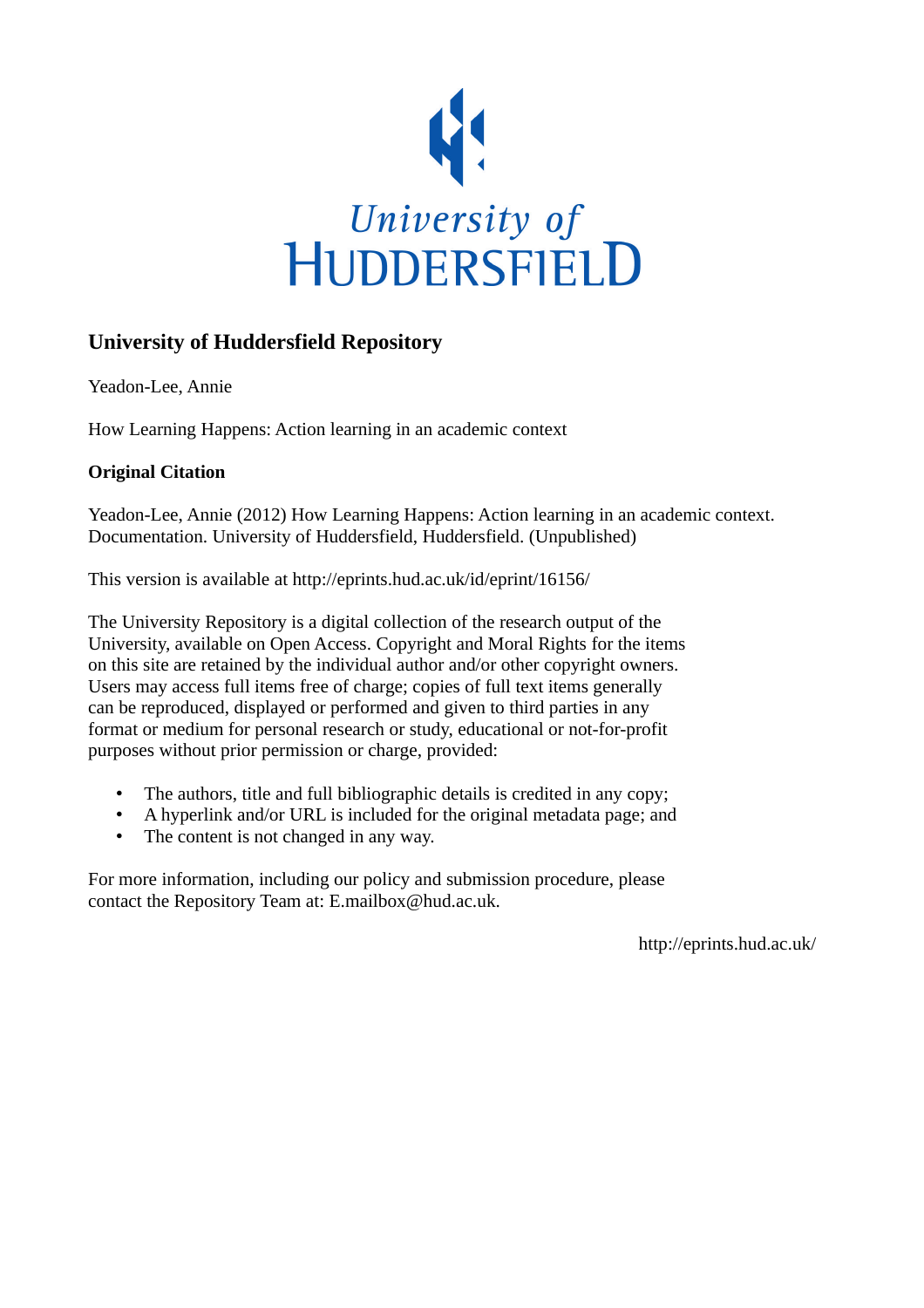University of
HUDDERSFIELD

## University of Huddersfield Repository

Yeadon-Lee, Annie

How Learning Happens: Action learning in an academic context

### Original Citation

Yeadon-Lee, Annie (2012) How Learning Happens: Action learning in an academic context. Documentation. University of Huddersfield, Huddersfield. (Unpublished)

This version is available at http://eprints.hud.ac.uk/id/eprint/16156/

The University Repository is a digital collection of the research output of the University, available on Open Access. Copyright and Moral Rights for the items on this site are retained by the individual author and/or other copyright owners. Users may access full items free of charge; copies of full text items generally can be reproduced, displayed or performed and given to third parties in any format or medium for personal research or study, educational or not-for-profit purposes without prior permission or charge, provided:

- The authors, title and full bibliographic details is credited in any copy;
- A hyperlink and/or URL is included for the original metadata page; and
- The content is not changed in any way.

For more information, including our policy and submission procedure, please contact the Repository Team at: E.mailbox@hud.ac.uk.

http://eprints.hud.ac.uk/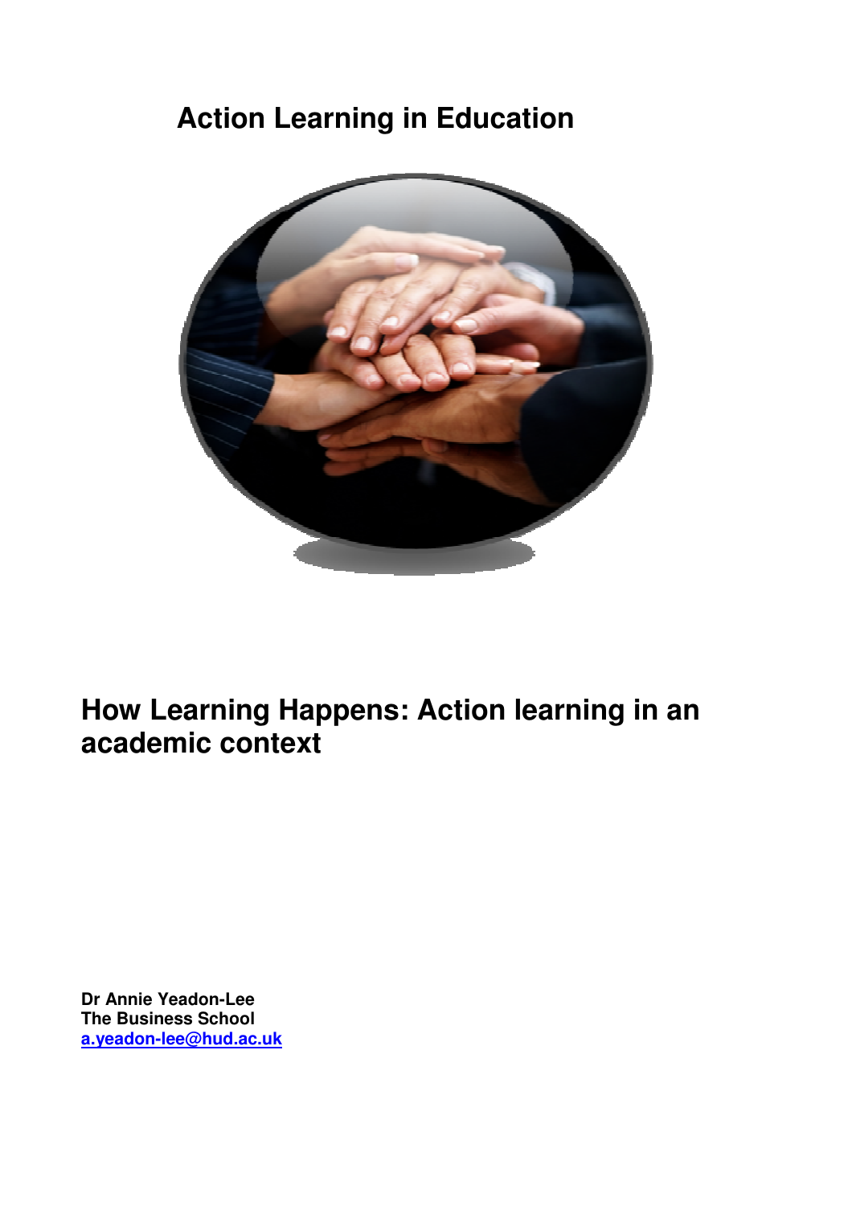# Action Learning in Education

# How Learning Happens: Action learning in an academic context

**Dr Annie Yeadon-Lee**
**The Business School**
**a.yeadon-lee@hud.ac.uk**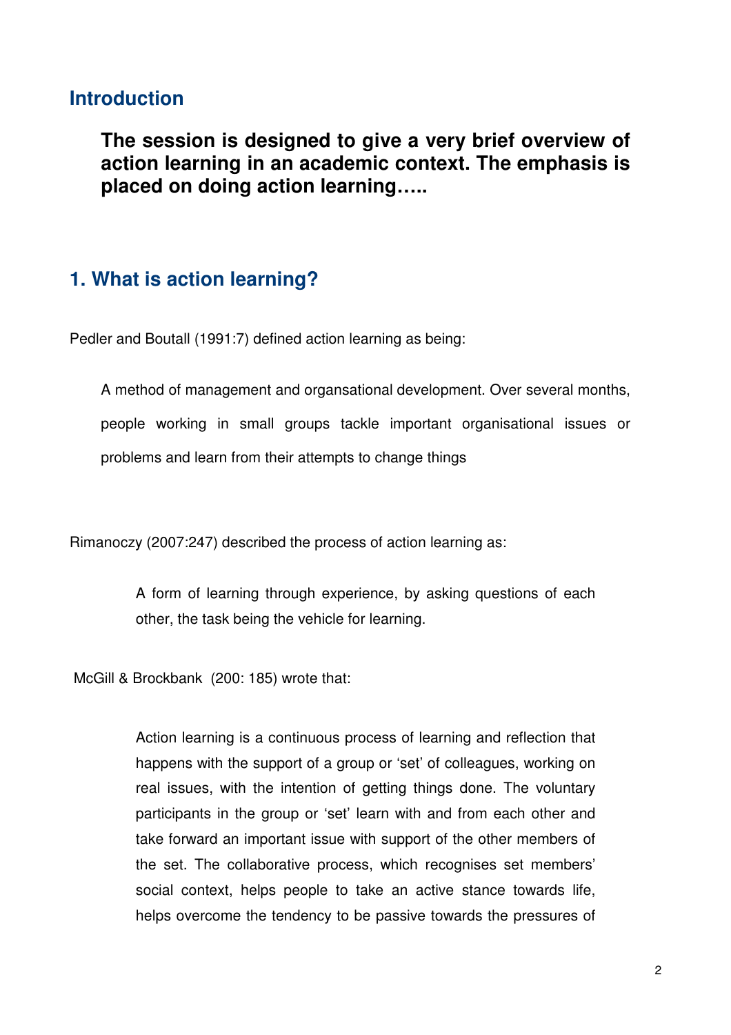## Introduction

**The session is designed to give a very brief overview of action learning in an academic context. The emphasis is placed on doing action learning…..**

## 1. What is action learning?

Pedler and Boutall (1991:7) defined action learning as being:

> A method of management and organsational development. Over several months, people working in small groups tackle important organisational issues or problems and learn from their attempts to change things

Rimanoczy (2007:247) described the process of action learning as:

> A form of learning through experience, by asking questions of each other, the task being the vehicle for learning.

McGill & Brockbank (200: 185) wrote that:

> Action learning is a continuous process of learning and reflection that happens with the support of a group or 'set' of colleagues, working on real issues, with the intention of getting things done. The voluntary participants in the group or 'set' learn with and from each other and take forward an important issue with support of the other members of the set. The collaborative process, which recognises set members' social context, helps people to take an active stance towards life, helps overcome the tendency to be passive towards the pressures of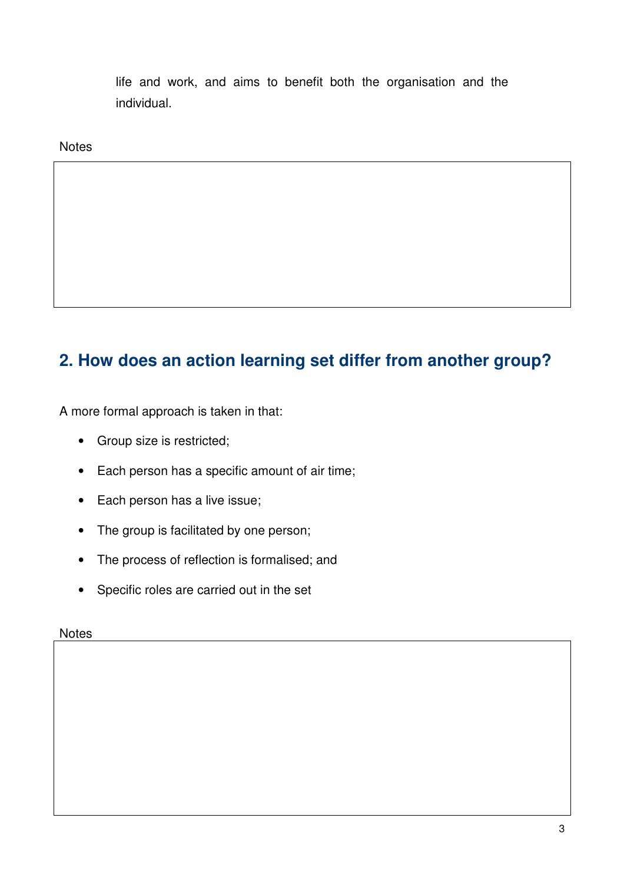life and work, and aims to benefit both the organisation and the individual.

Notes

## 2. How does an action learning set differ from another group?

A more formal approach is taken in that:

- Group size is restricted;
- Each person has a specific amount of air time;
- Each person has a live issue;
- The group is facilitated by one person;
- The process of reflection is formalised; and
- Specific roles are carried out in the set

Notes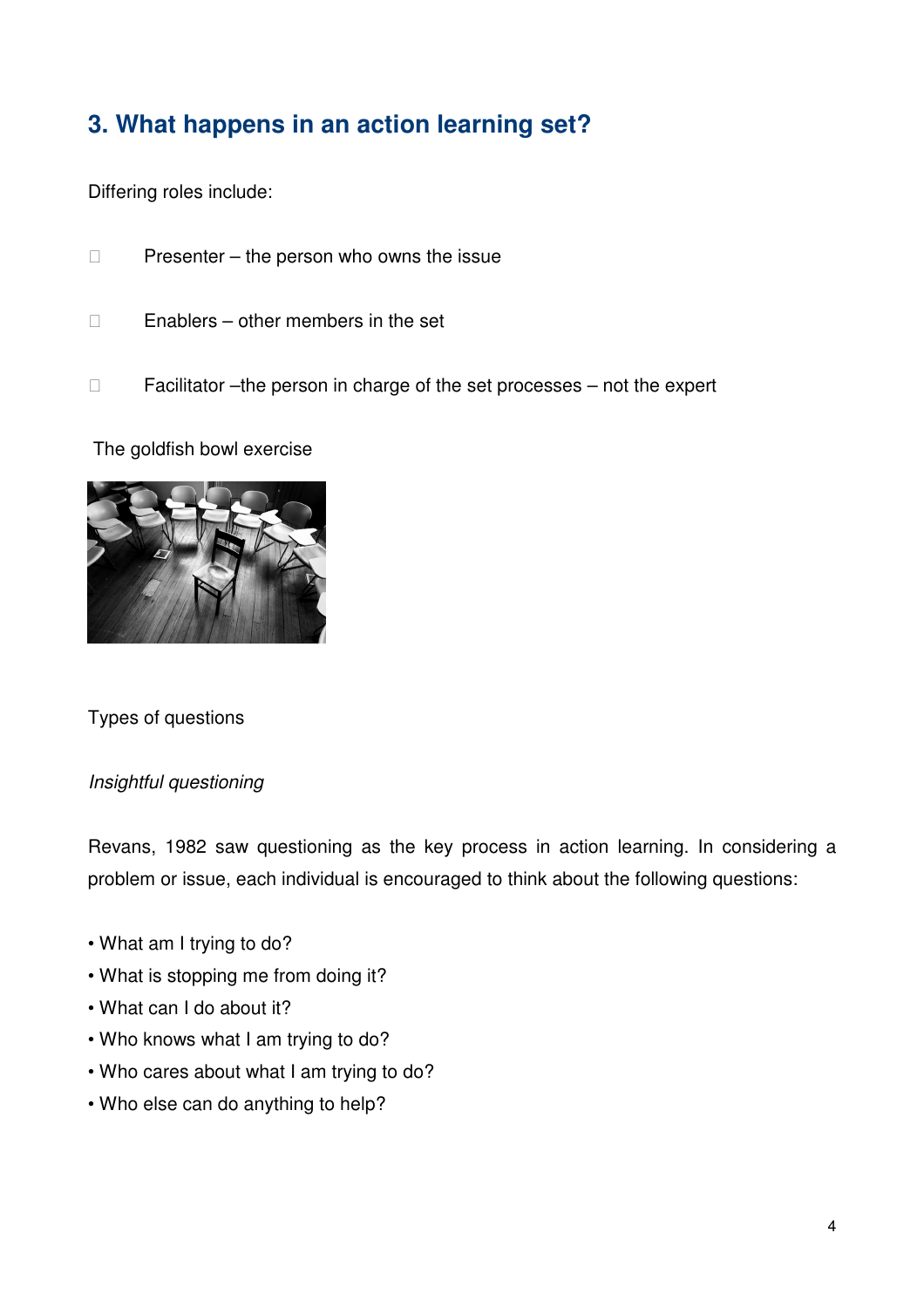## 3. What happens in an action learning set?

Differing roles include:

- Presenter – the person who owns the issue
- Enablers – other members in the set
- Facilitator –the person in charge of the set processes – not the expert

The goldfish bowl exercise

Types of questions

*Insightful questioning*

Revans, 1982 saw questioning as the key process in action learning. In considering a problem or issue, each individual is encouraged to think about the following questions:

- What am I trying to do?
- What is stopping me from doing it?
- What can I do about it?
- Who knows what I am trying to do?
- Who cares about what I am trying to do?
- Who else can do anything to help?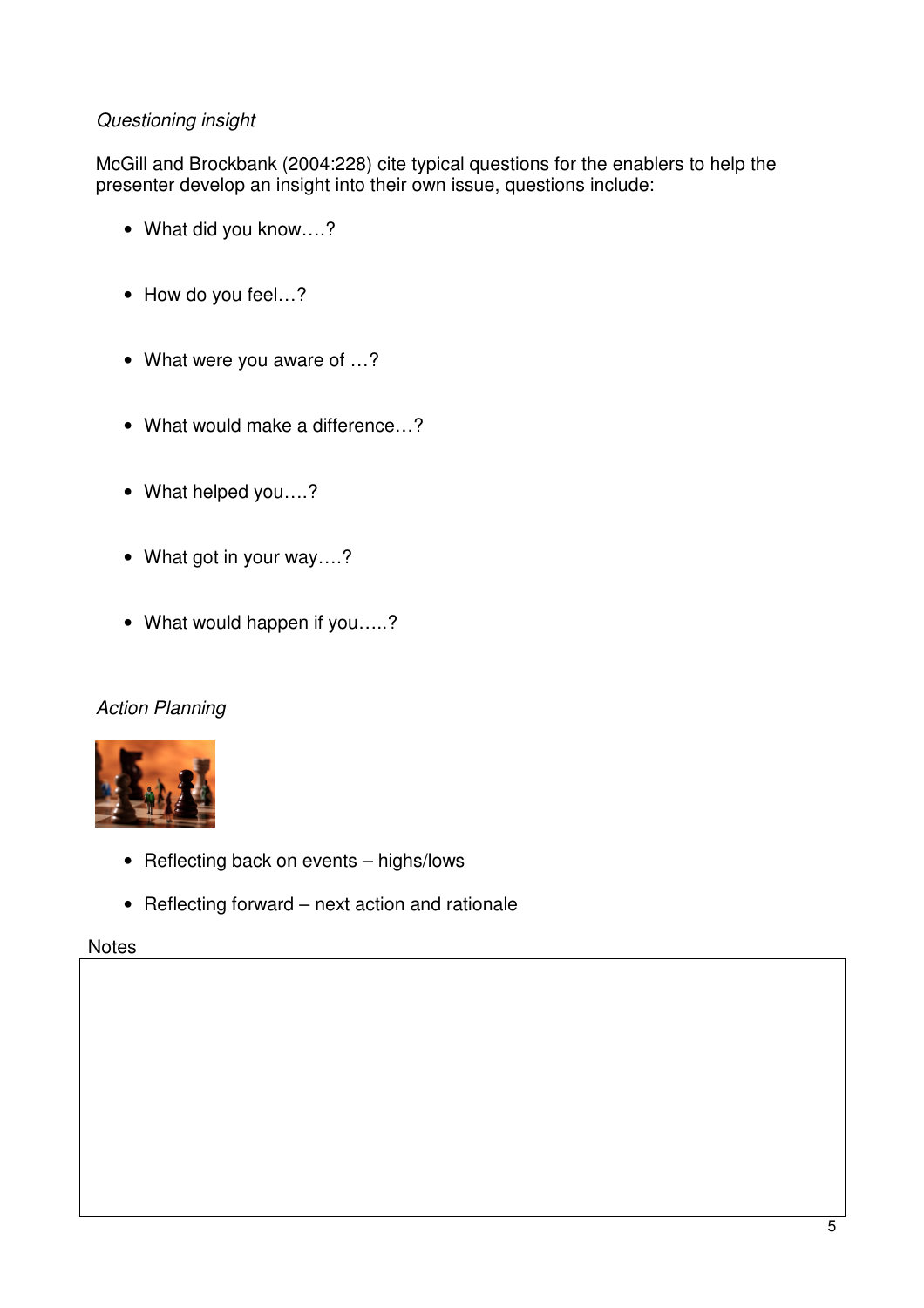*Questioning insight*

McGill and Brockbank (2004:228) cite typical questions for the enablers to help the presenter develop an insight into their own issue, questions include:

- What did you know….?
- How do you feel…?
- What were you aware of …?
- What would make a difference…?
- What helped you….?
- What got in your way….?
- What would happen if you…..?

*Action Planning*

- Reflecting back on events – highs/lows
- Reflecting forward – next action and rationale

Notes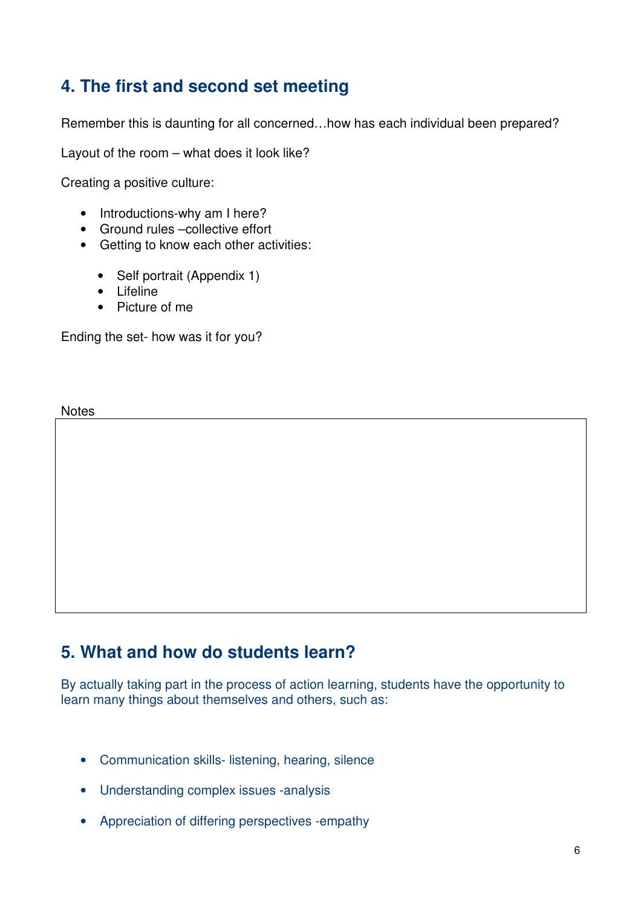## 4. The first and second set meeting

Remember this is daunting for all concerned…how has each individual been prepared?

Layout of the room – what does it look like?

Creating a positive culture:

- Introductions-why am I here?
- Ground rules –collective effort
- Getting to know each other activities:
  - Self portrait (Appendix 1)
  - Lifeline
  - Picture of me

Ending the set- how was it for you?

Notes

## 5. What and how do students learn?

By actually taking part in the process of action learning, students have the opportunity to learn many things about themselves and others, such as:

- Communication skills- listening, hearing, silence
- Understanding complex issues -analysis
- Appreciation of differing perspectives -empathy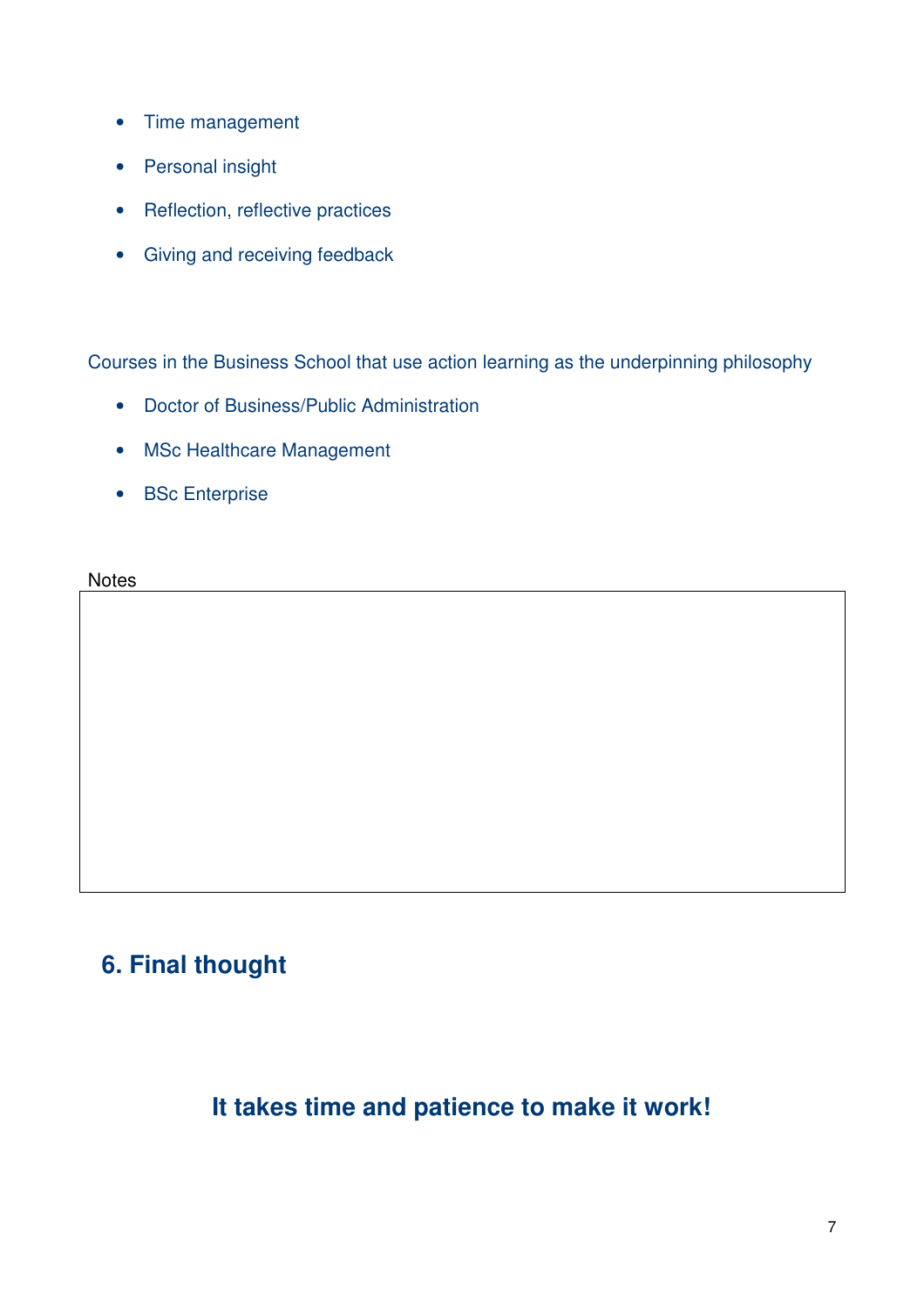- Time management
- Personal insight
- Reflection, reflective practices
- Giving and receiving feedback

Courses in the Business School that use action learning as the underpinning philosophy

- Doctor of Business/Public Administration
- MSc Healthcare Management
- BSc Enterprise

Notes

| |
|---|
| |

## 6. Final thought

**It takes time and patience to make it work!**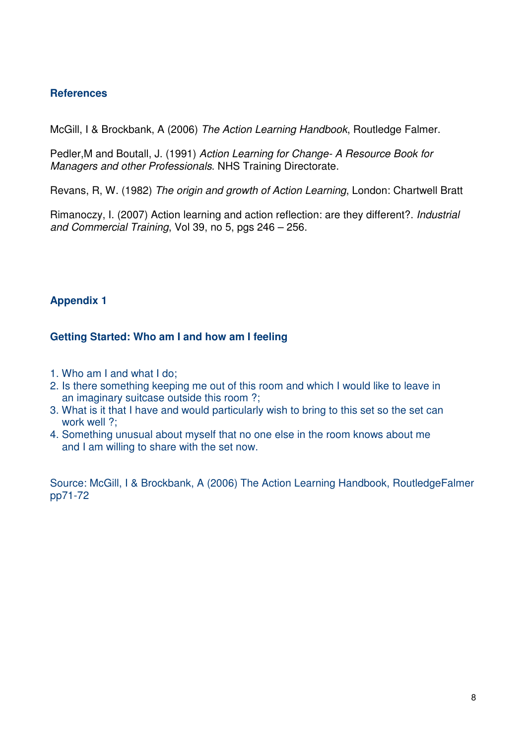## References

McGill, I & Brockbank, A (2006) *The Action Learning Handbook*, Routledge Falmer.

Pedler,M and Boutall, J. (1991) *Action Learning for Change- A Resource Book for Managers and other Professionals*. NHS Training Directorate.

Revans, R, W. (1982) *The origin and growth of Action Learning*, London: Chartwell Bratt

Rimanoczy, I. (2007) Action learning and action reflection: are they different?. *Industrial and Commercial Training*, Vol 39, no 5, pgs 246 – 256.

## Appendix 1

### Getting Started: Who am I and how am I feeling

1. Who am I and what I do;
2. Is there something keeping me out of this room and which I would like to leave in an imaginary suitcase outside this room ?;
3. What is it that I have and would particularly wish to bring to this set so the set can work well ?;
4. Something unusual about myself that no one else in the room knows about me and I am willing to share with the set now.

Source: McGill, I & Brockbank, A (2006) The Action Learning Handbook, RoutledgeFalmer pp71-72